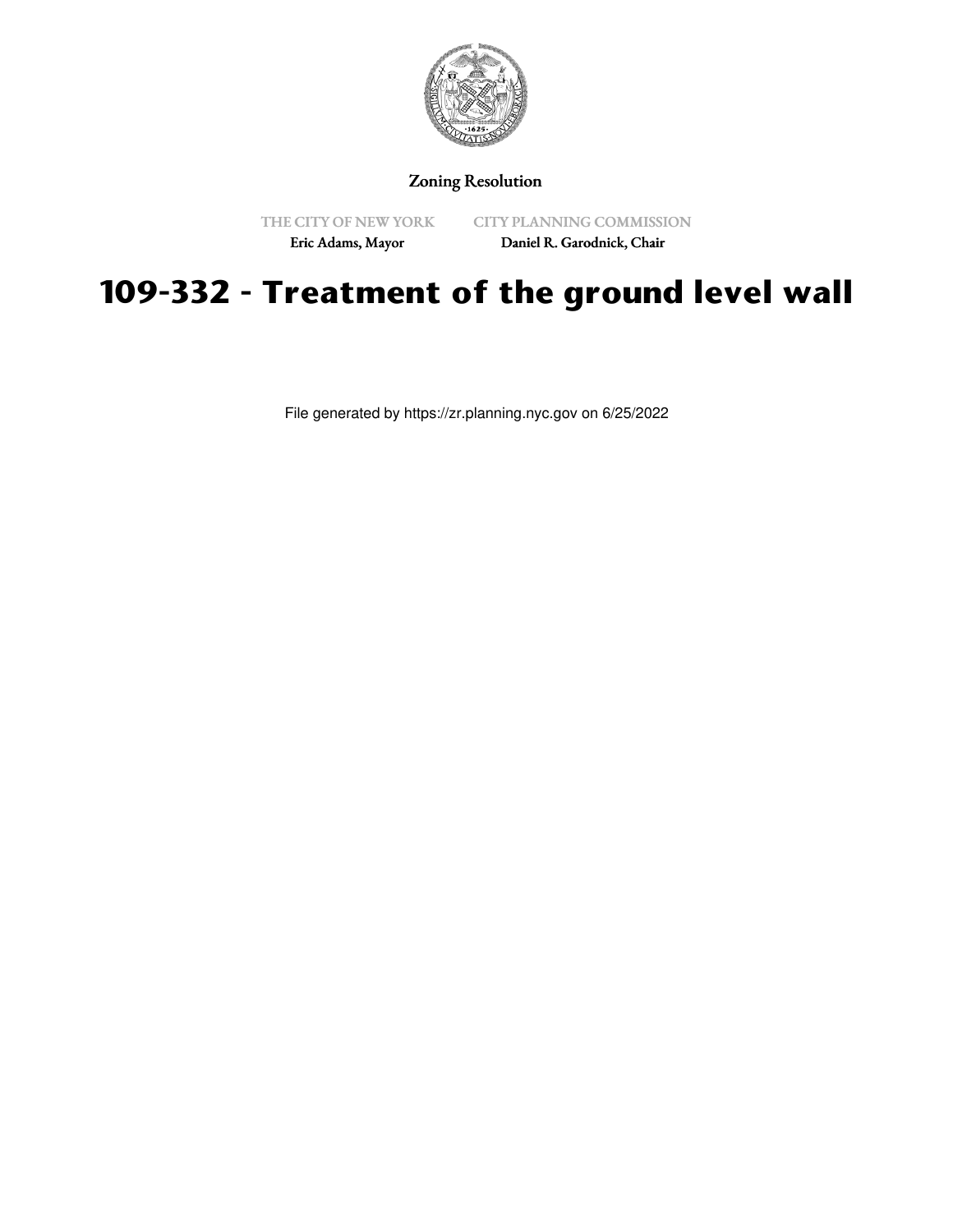Zoning Resolution

THE CITY OF NEW YORK
Eric Adams, Mayor

CITY PLANNING COMMISSION
Daniel R. Garodnick, Chair

# 109-332 - Treatment of the ground level wall

File generated by https://zr.planning.nyc.gov on 6/25/2022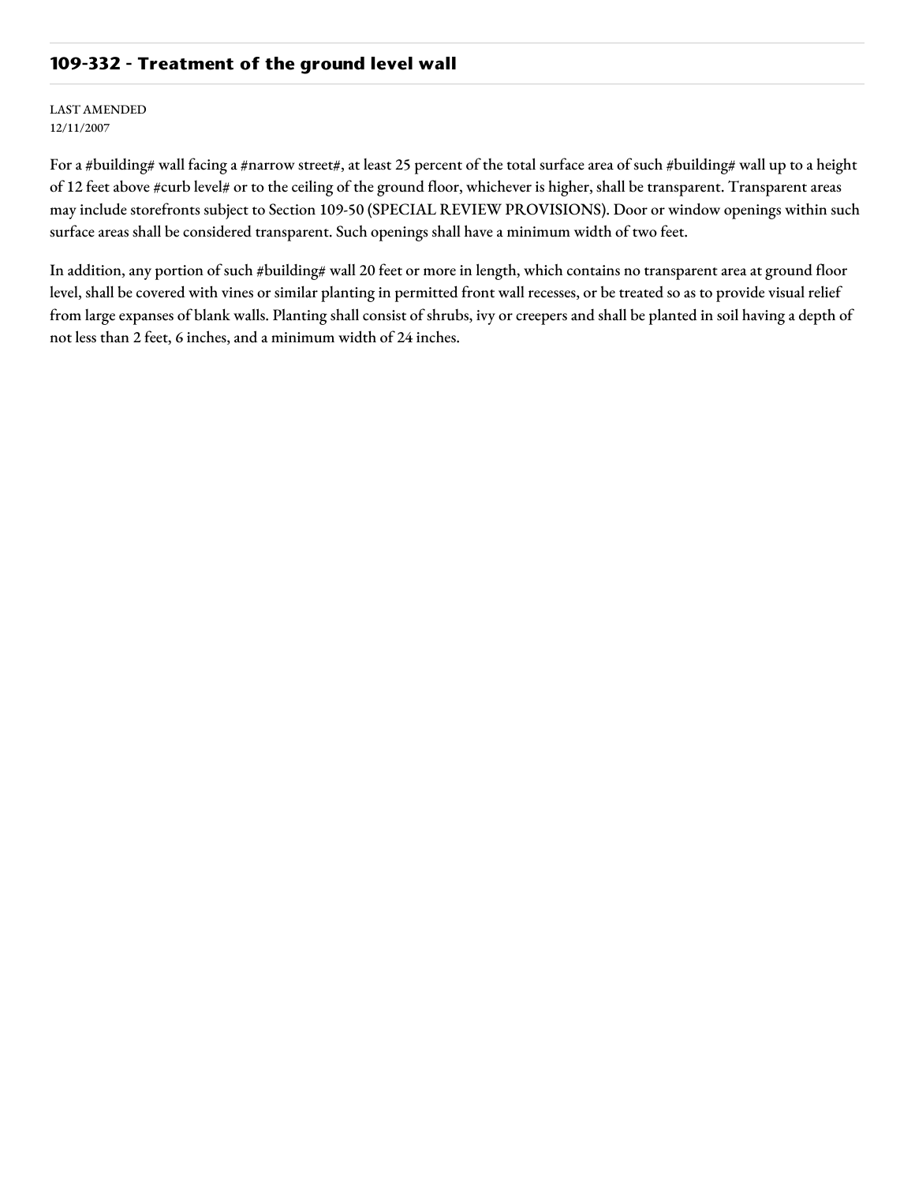## 109-332 - Treatment of the ground level wall

LAST AMENDED
12/11/2007

For a #building# wall facing a #narrow street#, at least 25 percent of the total surface area of such #building# wall up to a height of 12 feet above #curb level# or to the ceiling of the ground floor, whichever is higher, shall be transparent. Transparent areas may include storefronts subject to Section 109-50 (SPECIAL REVIEW PROVISIONS). Door or window openings within such surface areas shall be considered transparent. Such openings shall have a minimum width of two feet.

In addition, any portion of such #building# wall 20 feet or more in length, which contains no transparent area at ground floor level, shall be covered with vines or similar planting in permitted front wall recesses, or be treated so as to provide visual relief from large expanses of blank walls. Planting shall consist of shrubs, ivy or creepers and shall be planted in soil having a depth of not less than 2 feet, 6 inches, and a minimum width of 24 inches.